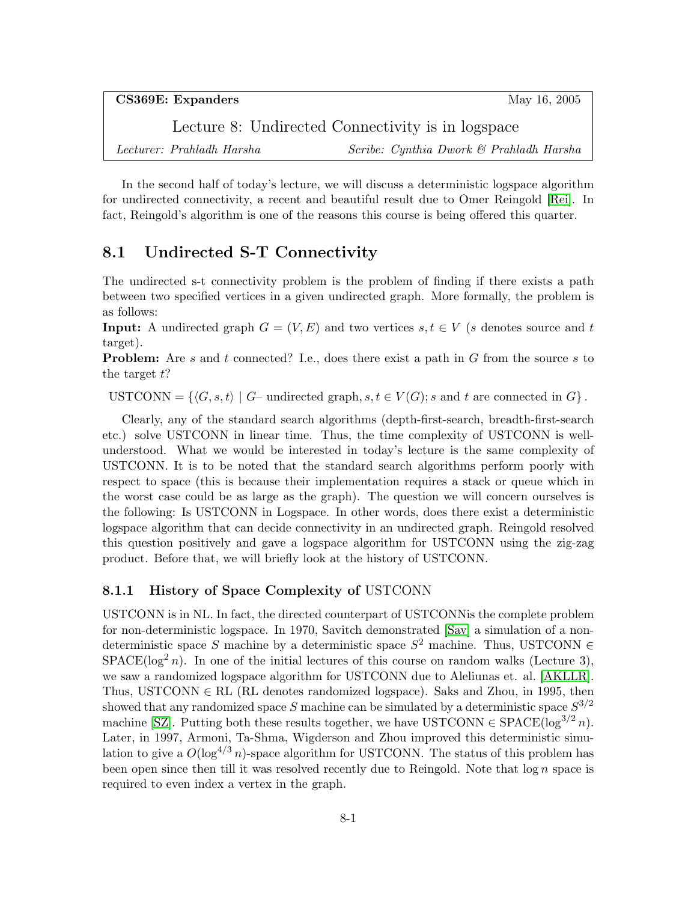**CS369E: Expanders** May 16, 2005

# Lecture 8: Undirected Connectivity is in logspace

*Lecturer: Prahladh Harsha* *Scribe: Cynthia Dwork & Prahladh Harsha*

In the second half of today's lecture, we will discuss a deterministic logspace algorithm for undirected connectivity, a recent and beautiful result due to Omer Reingold [Rei]. In fact, Reingold's algorithm is one of the reasons this course is being offered this quarter.

## 8.1 Undirected S-T Connectivity

The undirected s-t connectivity problem is the problem of finding if there exists a path between two specified vertices in a given undirected graph. More formally, the problem is as follows:

**Input:** A undirected graph $G = (V, E)$ and two vertices $s, t \in V$ ($s$ denotes source and $t$ target).

**Problem:** Are $s$ and $t$ connected? I.e., does there exist a path in $G$ from the source $s$ to the target $t$?

$$\text{USTCONN} = \{\langle G, s, t\rangle \mid G\text{– undirected graph}, s, t \in V(G); s \text{ and } t \text{ are connected in } G\}.$$

Clearly, any of the standard search algorithms (depth-first-search, breadth-first-search etc.) solve USTCONN in linear time. Thus, the time complexity of USTCONN is well-understood. What we would be interested in today's lecture is the same complexity of USTCONN. It is to be noted that the standard search algorithms perform poorly with respect to space (this is because their implementation requires a stack or queue which in the worst case could be as large as the graph). The question we will concern ourselves is the following: Is USTCONN in Logspace. In other words, does there exist a deterministic logspace algorithm that can decide connectivity in an undirected graph. Reingold resolved this question positively and gave a logspace algorithm for USTCONN using the zig-zag product. Before that, we will briefly look at the history of USTCONN.

### 8.1.1 History of Space Complexity of USTCONN

USTCONN is in NL. In fact, the directed counterpart of USTCONNis the complete problem for non-deterministic logspace. In 1970, Savitch demonstrated [Sav] a simulation of a non-deterministic space $S$ machine by a deterministic space $S^2$ machine. Thus, USTCONN $\in$ SPACE($\log^2 n$). In one of the initial lectures of this course on random walks (Lecture 3), we saw a randomized logspace algorithm for USTCONN due to Aleliunas et. al. [AKLLR]. Thus, USTCONN $\in$ RL (RL denotes randomized logspace). Saks and Zhou, in 1995, then showed that any randomized space $S$ machine can be simulated by a deterministic space $S^{3/2}$ machine [SZ]. Putting both these results together, we have USTCONN $\in$ SPACE($\log^{3/2} n$). Later, in 1997, Armoni, Ta-Shma, Wigderson and Zhou improved this deterministic simulation to give a $O(\log^{4/3} n)$-space algorithm for USTCONN. The status of this problem has been open since then till it was resolved recently due to Reingold. Note that $\log n$ space is required to even index a vertex in the graph.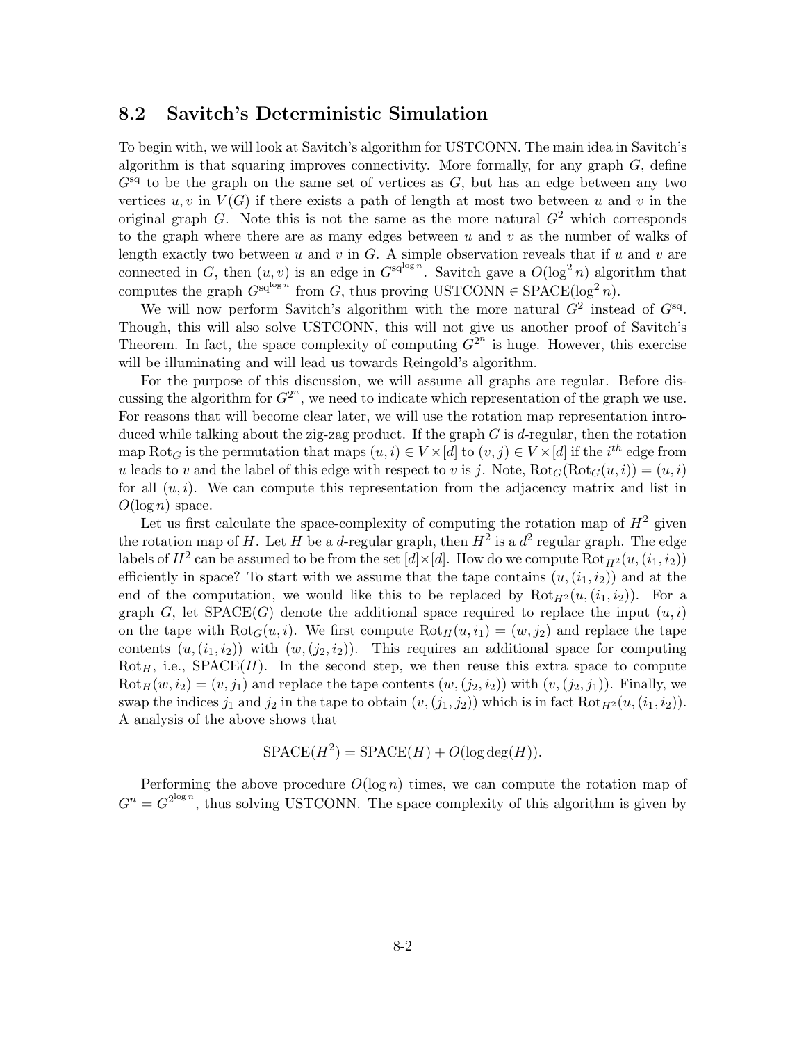## 8.2 Savitch's Deterministic Simulation

To begin with, we will look at Savitch's algorithm for USTCONN. The main idea in Savitch's algorithm is that squaring improves connectivity. More formally, for any graph $G$, define $G^{\text{sq}}$ to be the graph on the same set of vertices as $G$, but has an edge between any two vertices $u, v$ in $V(G)$ if there exists a path of length at most two between $u$ and $v$ in the original graph $G$. Note this is not the same as the more natural $G^2$ which corresponds to the graph where there are as many edges between $u$ and $v$ as the number of walks of length exactly two between $u$ and $v$ in $G$. A simple observation reveals that if $u$ and $v$ are connected in $G$, then $(u, v)$ is an edge in $G^{\text{sq}^{\log n}}$. Savitch gave a $O(\log^2 n)$ algorithm that computes the graph $G^{\text{sq}^{\log n}}$ from $G$, thus proving USTCONN $\in$ SPACE$(\log^2 n)$.

We will now perform Savitch's algorithm with the more natural $G^2$ instead of $G^{\text{sq}}$. Though, this will also solve USTCONN, this will not give us another proof of Savitch's Theorem. In fact, the space complexity of computing $G^{2^n}$ is huge. However, this exercise will be illuminating and will lead us towards Reingold's algorithm.

For the purpose of this discussion, we will assume all graphs are regular. Before discussing the algorithm for $G^{2^n}$, we need to indicate which representation of the graph we use. For reasons that will become clear later, we will use the rotation map representation introduced while talking about the zig-zag product. If the graph $G$ is $d$-regular, then the rotation map $\text{Rot}_G$ is the permutation that maps $(u, i) \in V \times [d]$ to $(v, j) \in V \times [d]$ if the $i^{th}$ edge from $u$ leads to $v$ and the label of this edge with respect to $v$ is $j$. Note, $\text{Rot}_G(\text{Rot}_G(u, i)) = (u, i)$ for all $(u, i)$. We can compute this representation from the adjacency matrix and list in $O(\log n)$ space.

Let us first calculate the space-complexity of computing the rotation map of $H^2$ given the rotation map of $H$. Let $H$ be a $d$-regular graph, then $H^2$ is a $d^2$ regular graph. The edge labels of $H^2$ can be assumed to be from the set $[d] \times [d]$. How do we compute $\text{Rot}_{H^2}(u, (i_1, i_2))$ efficiently in space? To start with we assume that the tape contains $(u, (i_1, i_2))$ and at the end of the computation, we would like this to be replaced by $\text{Rot}_{H^2}(u, (i_1, i_2))$. For a graph $G$, let SPACE$(G)$ denote the additional space required to replace the input $(u, i)$ on the tape with $\text{Rot}_G(u, i)$. We first compute $\text{Rot}_H(u, i_1) = (w, j_2)$ and replace the tape contents $(u, (i_1, i_2))$ with $(w, (j_2, i_2))$. This requires an additional space for computing $\text{Rot}_H$, i.e., SPACE$(H)$. In the second step, we then reuse this extra space to compute $\text{Rot}_H(w, i_2) = (v, j_1)$ and replace the tape contents $(w, (j_2, i_2))$ with $(v, (j_2, j_1))$. Finally, we swap the indices $j_1$ and $j_2$ in the tape to obtain $(v, (j_1, j_2))$ which is in fact $\text{Rot}_{H^2}(u, (i_1, i_2))$. A analysis of the above shows that

$$\text{SPACE}(H^2) = \text{SPACE}(H) + O(\log \deg(H)).$$

Performing the above procedure $O(\log n)$ times, we can compute the rotation map of $G^n = G^{2^{\log n}}$, thus solving USTCONN. The space complexity of this algorithm is given by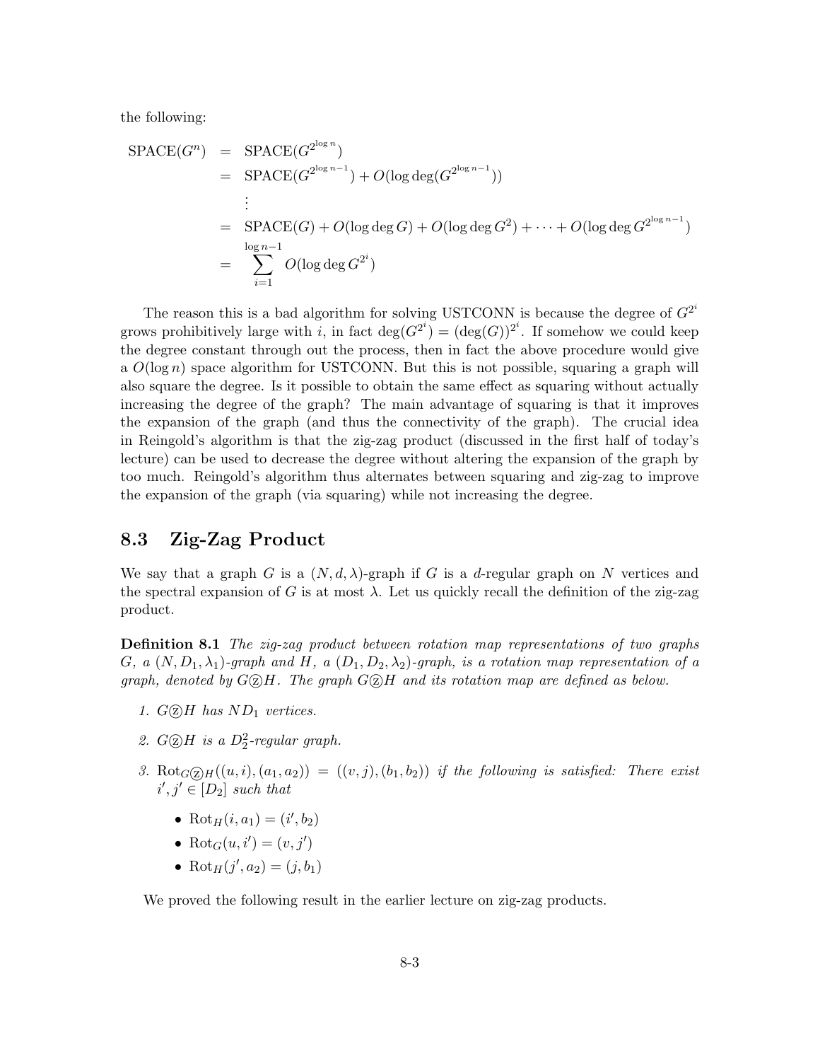the following:

$$
\begin{aligned}
\text{SPACE}(G^n) &= \text{SPACE}(G^{2^{\log n}}) \\
&= \text{SPACE}(G^{2^{\log n-1}}) + O(\log \deg(G^{2^{\log n-1}})) \\
&\;\;\vdots \\
&= \text{SPACE}(G) + O(\log \deg G) + O(\log \deg G^2) + \cdots + O(\log \deg G^{2^{\log n-1}}) \\
&= \sum_{i=1}^{\log n-1} O(\log \deg G^{2^i})
\end{aligned}
$$

The reason this is a bad algorithm for solving USTCONN is because the degree of $G^{2^i}$ grows prohibitively large with $i$, in fact $\deg(G^{2^i}) = (\deg(G))^{2^i}$. If somehow we could keep the degree constant through out the process, then in fact the above procedure would give a $O(\log n)$ space algorithm for USTCONN. But this is not possible, squaring a graph will also square the degree. Is it possible to obtain the same effect as squaring without actually increasing the degree of the graph? The main advantage of squaring is that it improves the expansion of the graph (and thus the connectivity of the graph). The crucial idea in Reingold's algorithm is that the zig-zag product (discussed in the first half of today's lecture) can be used to decrease the degree without altering the expansion of the graph by too much. Reingold's algorithm thus alternates between squaring and zig-zag to improve the expansion of the graph (via squaring) while not increasing the degree.

## 8.3 Zig-Zag Product

We say that a graph $G$ is a $(N, d, \lambda)$-graph if $G$ is a $d$-regular graph on $N$ vertices and the spectral expansion of $G$ is at most $\lambda$. Let us quickly recall the definition of the zig-zag product.

**Definition 8.1** *The zig-zag product between rotation map representations of two graphs $G$, a $(N, D_1, \lambda_1)$-graph and $H$, a $(D_1, D_2, \lambda_2)$-graph, is a rotation map representation of a graph, denoted by $G \text{ⓩ} H$. The graph $G \text{ⓩ} H$ and its rotation map are defined as below.*

1. *$G \text{ⓩ} H$ has $ND_1$ vertices.*
2. *$G \text{ⓩ} H$ is a $D_2^2$-regular graph.*
3. *$\text{Rot}_{G \text{ⓩ} H}((u, i), (a_1, a_2)) = ((v, j), (b_1, b_2))$ if the following is satisfied: There exist $i', j' \in [D_2]$ such that*
   - $\text{Rot}_H(i, a_1) = (i', b_2)$
   - $\text{Rot}_G(u, i') = (v, j')$
   - $\text{Rot}_H(j', a_2) = (j, b_1)$

We proved the following result in the earlier lecture on zig-zag products.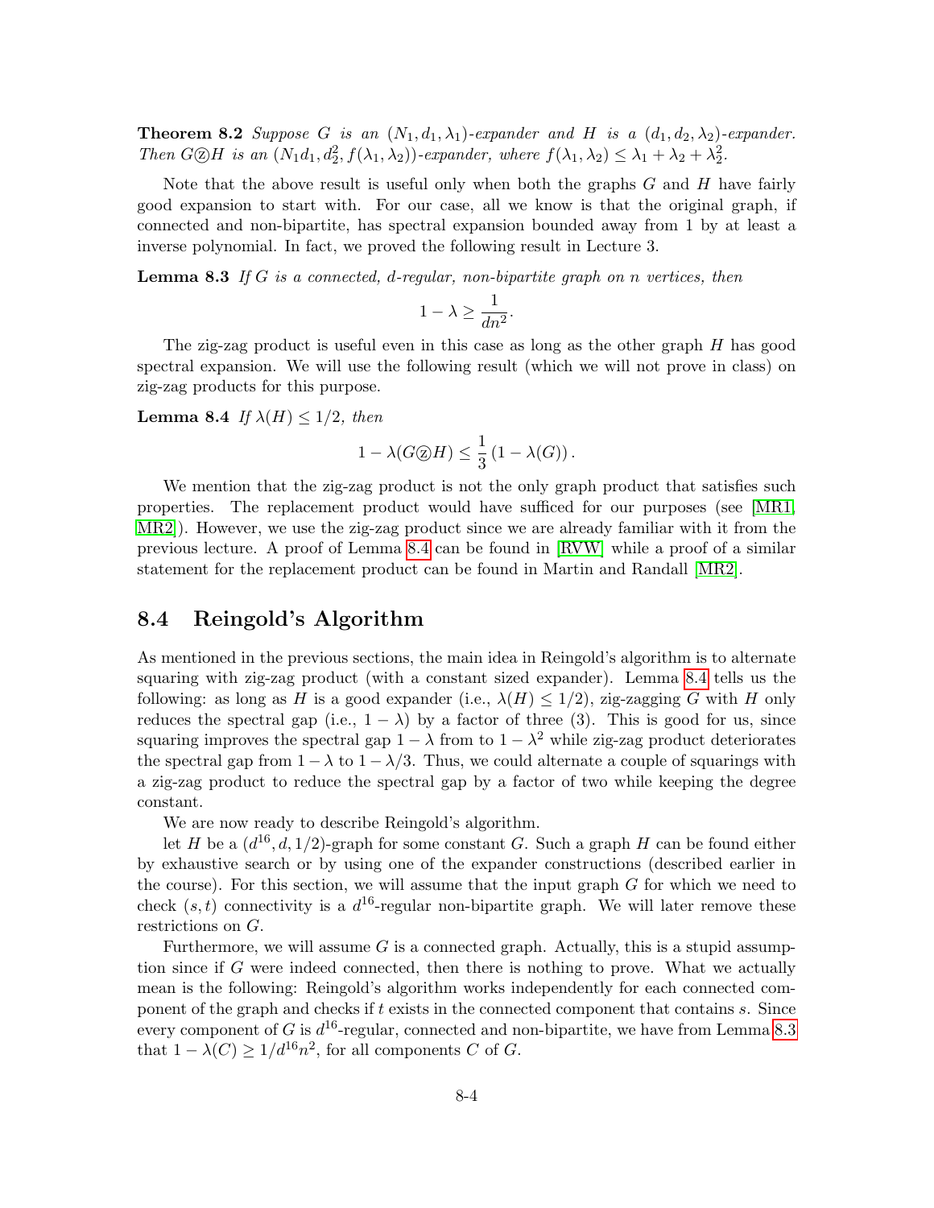**Theorem 8.2** *Suppose $G$ is an $(N_1, d_1, \lambda_1)$-expander and $H$ is a $(d_1, d_2, \lambda_2)$-expander. Then $G Ⓩ H$ is an $(N_1 d_1, d_2^2, f(\lambda_1, \lambda_2))$-expander, where $f(\lambda_1, \lambda_2) \leq \lambda_1 + \lambda_2 + \lambda_2^2$.*

Note that the above result is useful only when both the graphs $G$ and $H$ have fairly good expansion to start with. For our case, all we know is that the original graph, if connected and non-bipartite, has spectral expansion bounded away from 1 by at least a inverse polynomial. In fact, we proved the following result in Lecture 3.

**Lemma 8.3** *If $G$ is a connected, $d$-regular, non-bipartite graph on $n$ vertices, then*

$$1 - \lambda \geq \frac{1}{dn^2}.$$

The zig-zag product is useful even in this case as long as the other graph $H$ has good spectral expansion. We will use the following result (which we will not prove in class) on zig-zag products for this purpose.

**Lemma 8.4** *If $\lambda(H) \leq 1/2$, then*

$$1 - \lambda(G Ⓩ H) \leq \frac{1}{3}\left(1 - \lambda(G)\right).$$

We mention that the zig-zag product is not the only graph product that satisfies such properties. The replacement product would have sufficed for our purposes (see [MR1, MR2]). However, we use the zig-zag product since we are already familiar with it from the previous lecture. A proof of Lemma 8.4 can be found in [RVW] while a proof of a similar statement for the replacement product can be found in Martin and Randall [MR2].

## 8.4 Reingold's Algorithm

As mentioned in the previous sections, the main idea in Reingold's algorithm is to alternate squaring with zig-zag product (with a constant sized expander). Lemma 8.4 tells us the following: as long as $H$ is a good expander (i.e., $\lambda(H) \leq 1/2$), zig-zagging $G$ with $H$ only reduces the spectral gap (i.e., $1 - \lambda$) by a factor of three (3). This is good for us, since squaring improves the spectral gap $1 - \lambda$ from to $1 - \lambda^2$ while zig-zag product deteriorates the spectral gap from $1 - \lambda$ to $1 - \lambda/3$. Thus, we could alternate a couple of squarings with a zig-zag product to reduce the spectral gap by a factor of two while keeping the degree constant.

We are now ready to describe Reingold's algorithm.

let $H$ be a $(d^{16}, d, 1/2)$-graph for some constant $G$. Such a graph $H$ can be found either by exhaustive search or by using one of the expander constructions (described earlier in the course). For this section, we will assume that the input graph $G$ for which we need to check $(s, t)$ connectivity is a $d^{16}$-regular non-bipartite graph. We will later remove these restrictions on $G$.

Furthermore, we will assume $G$ is a connected graph. Actually, this is a stupid assumption since if $G$ were indeed connected, then there is nothing to prove. What we actually mean is the following: Reingold's algorithm works independently for each connected component of the graph and checks if $t$ exists in the connected component that contains $s$. Since every component of $G$ is $d^{16}$-regular, connected and non-bipartite, we have from Lemma 8.3 that $1 - \lambda(C) \geq 1/d^{16}n^2$, for all components $C$ of $G$.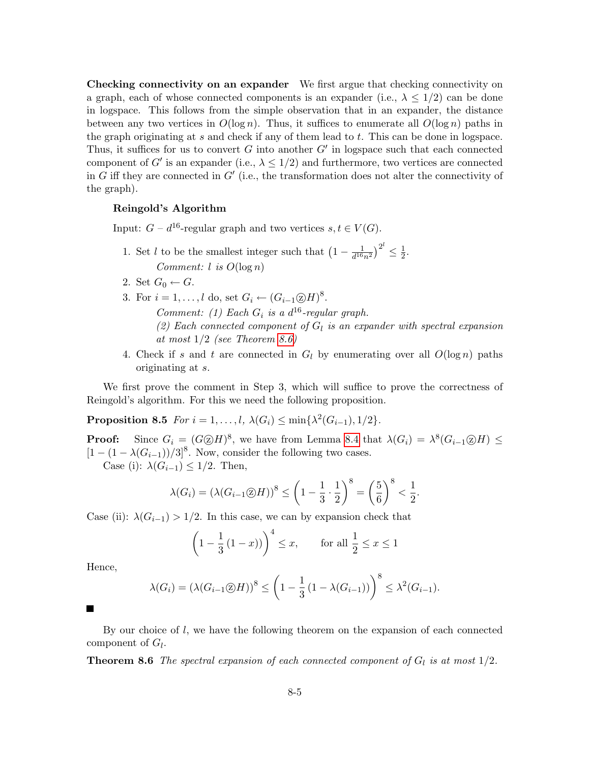**Checking connectivity on an expander** We first argue that checking connectivity on a graph, each of whose connected components is an expander (i.e., $\lambda \leq 1/2$) can be done in logspace. This follows from the simple observation that in an expander, the distance between any two vertices in $O(\log n)$. Thus, it suffices to enumerate all $O(\log n)$ paths in the graph originating at $s$ and check if any of them lead to $t$. This can be done in logspace. Thus, it suffices for us to convert $G$ into another $G'$ in logspace such that each connected component of $G'$ is an expander (i.e., $\lambda \leq 1/2$) and furthermore, two vertices are connected in $G$ iff they are connected in $G'$ (i.e., the transformation does not alter the connectivity of the graph).

> **Reingold's Algorithm**
>
> Input: $G$ – $d^{16}$-regular graph and two vertices $s, t \in V(G)$.
>
> 1. Set $l$ to be the smallest integer such that $\left(1 - \frac{1}{d^{16}n^2}\right)^{2^l} \leq \frac{1}{2}$.
>    *Comment: $l$ is $O(\log n)$*
> 2. Set $G_0 \leftarrow G$.
> 3. For $i = 1, \ldots, l$ do, set $G_i \leftarrow (G_{i-1} ⓩ H)^8$.
>    *Comment: (1) Each $G_i$ is a $d^{16}$-regular graph.*
>    *(2) Each connected component of $G_l$ is an expander with spectral expansion at most $1/2$ (see Theorem 8.6)*
> 4. Check if $s$ and $t$ are connected in $G_l$ by enumerating over all $O(\log n)$ paths originating at $s$.

We first prove the comment in Step 3, which will suffice to prove the correctness of Reingold's algorithm. For this we need the following proposition.

**Proposition 8.5** *For $i = 1, \ldots, l$, $\lambda(G_i) \leq \min\{\lambda^2(G_{i-1}), 1/2\}$.*

**Proof:** Since $G_i = (G ⓩ H)^8$, we have from Lemma 8.4 that $\lambda(G_i) = \lambda^8(G_{i-1} ⓩ H) \leq [1 - (1 - \lambda(G_{i-1}))/3]^8$. Now, consider the following two cases.

Case (i): $\lambda(G_{i-1}) \leq 1/2$. Then,

$$\lambda(G_i) = (\lambda(G_{i-1} ⓩ H))^8 \leq \left(1 - \frac{1}{3} \cdot \frac{1}{2}\right)^8 = \left(\frac{5}{6}\right)^8 < \frac{1}{2}.$$

Case (ii): $\lambda(G_{i-1}) > 1/2$. In this case, we can by expansion check that

$$\left(1 - \frac{1}{3}(1 - x)\right)^4 \leq x, \qquad \text{for all } \frac{1}{2} \leq x \leq 1$$

Hence,

$$\lambda(G_i) = (\lambda(G_{i-1} ⓩ H))^8 \leq \left(1 - \frac{1}{3}(1 - \lambda(G_{i-1}))\right)^8 \leq \lambda^2(G_{i-1}).$$

■

By our choice of $l$, we have the following theorem on the expansion of each connected component of $G_l$.

**Theorem 8.6** *The spectral expansion of each connected component of $G_l$ is at most $1/2$.*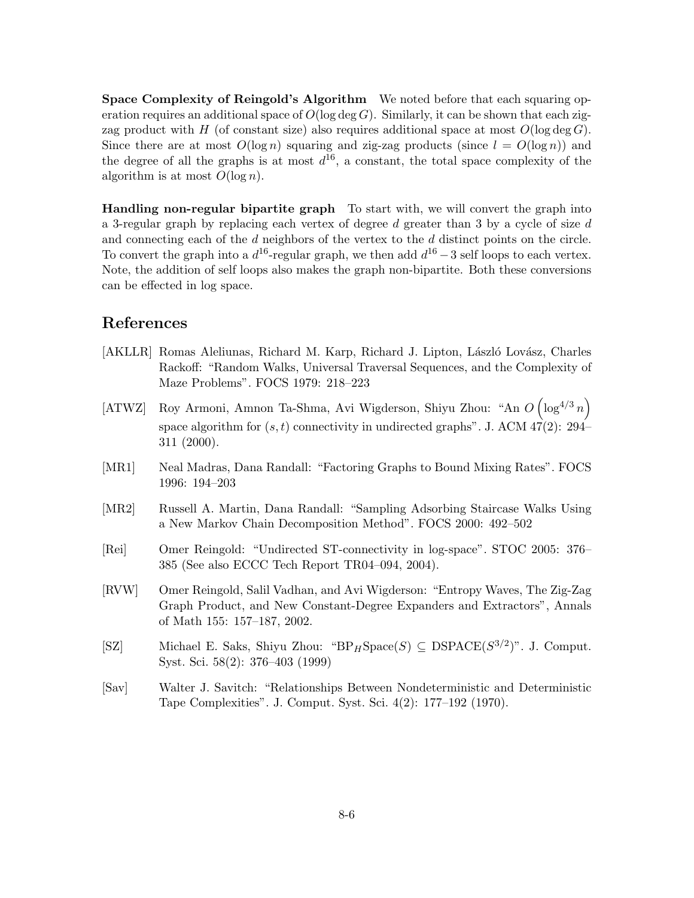**Space Complexity of Reingold's Algorithm** We noted before that each squaring operation requires an additional space of $O(\log \deg G)$. Similarly, it can be shown that each zig-zag product with $H$ (of constant size) also requires additional space at most $O(\log \deg G)$. Since there are at most $O(\log n)$ squaring and zig-zag products (since $l = O(\log n)$) and the degree of all the graphs is at most $d^{16}$, a constant, the total space complexity of the algorithm is at most $O(\log n)$.

**Handling non-regular bipartite graph** To start with, we will convert the graph into a 3-regular graph by replacing each vertex of degree $d$ greater than 3 by a cycle of size $d$ and connecting each of the $d$ neighbors of the vertex to the $d$ distinct points on the circle. To convert the graph into a $d^{16}$-regular graph, we then add $d^{16} - 3$ self loops to each vertex. Note, the addition of self loops also makes the graph non-bipartite. Both these conversions can be effected in log space.

## References

[AKLLR] Romas Aleliunas, Richard M. Karp, Richard J. Lipton, László Lovász, Charles Rackoff: "Random Walks, Universal Traversal Sequences, and the Complexity of Maze Problems". FOCS 1979: 218–223

[ATWZ] Roy Armoni, Amnon Ta-Shma, Avi Wigderson, Shiyu Zhou: "An $O\left(\log^{4/3} n\right)$ space algorithm for $(s,t)$ connectivity in undirected graphs". J. ACM 47(2): 294–311 (2000).

[MR1] Neal Madras, Dana Randall: "Factoring Graphs to Bound Mixing Rates". FOCS 1996: 194–203

[MR2] Russell A. Martin, Dana Randall: "Sampling Adsorbing Staircase Walks Using a New Markov Chain Decomposition Method". FOCS 2000: 492–502

[Rei] Omer Reingold: "Undirected ST-connectivity in log-space". STOC 2005: 376–385 (See also ECCC Tech Report TR04–094, 2004).

[RVW] Omer Reingold, Salil Vadhan, and Avi Wigderson: "Entropy Waves, The Zig-Zag Graph Product, and New Constant-Degree Expanders and Extractors", Annals of Math 155: 157–187, 2002.

[SZ] Michael E. Saks, Shiyu Zhou: "$\mathrm{BP}_H\mathrm{Space}(S) \subseteq \mathrm{DSPACE}(S^{3/2})$". J. Comput. Syst. Sci. 58(2): 376–403 (1999)

[Sav] Walter J. Savitch: "Relationships Between Nondeterministic and Deterministic Tape Complexities". J. Comput. Syst. Sci. 4(2): 177–192 (1970).